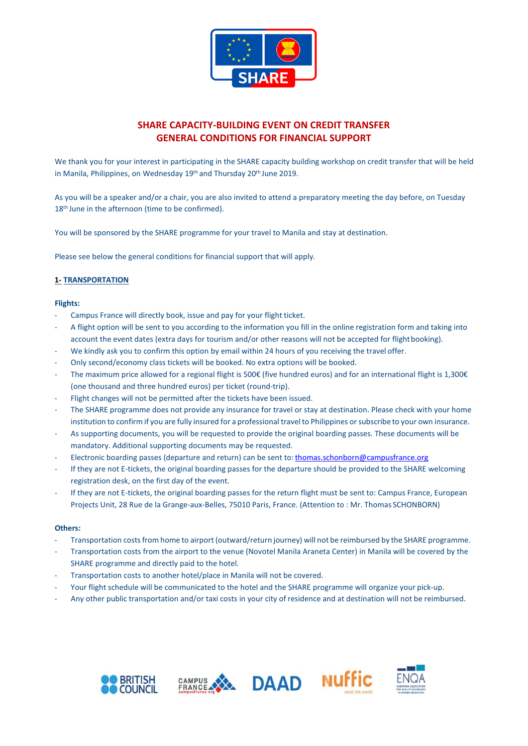# SHARE CAPACITY-BUILDING EVENT ON CREDIT TRANSFER
# GENERAL CONDITIONS FOR FINANCIAL SUPPORT

We thank you for your interest in participating in the SHARE capacity building workshop on credit transfer that will be held in Manila, Philippines, on Wednesday 19th and Thursday 20th June 2019.

As you will be a speaker and/or a chair, you are also invited to attend a preparatory meeting the day before, on Tuesday 18th June in the afternoon (time to be confirmed).

You will be sponsored by the SHARE programme for your travel to Manila and stay at destination.

Please see below the general conditions for financial support that will apply.

## 1- TRANSPORTATION

**Flights:**

- Campus France will directly book, issue and pay for your flight ticket.
- A flight option will be sent to you according to the information you fill in the online registration form and taking into account the event dates (extra days for tourism and/or other reasons will not be accepted for flight booking).
- We kindly ask you to confirm this option by email within 24 hours of you receiving the travel offer.
- Only second/economy class tickets will be booked. No extra options will be booked.
- The maximum price allowed for a regional flight is 500€ (five hundred euros) and for an international flight is 1,300€ (one thousand and three hundred euros) per ticket (round-trip).
- Flight changes will not be permitted after the tickets have been issued.
- The SHARE programme does not provide any insurance for travel or stay at destination. Please check with your home institution to confirm if you are fully insured for a professional travel to Philippines or subscribe to your own insurance.
- As supporting documents, you will be requested to provide the original boarding passes. These documents will be mandatory. Additional supporting documents may be requested.
- Electronic boarding passes (departure and return) can be sent to: thomas.schonborn@campusfrance.org
- If they are not E-tickets, the original boarding passes for the departure should be provided to the SHARE welcoming registration desk, on the first day of the event.
- If they are not E-tickets, the original boarding passes for the return flight must be sent to: Campus France, European Projects Unit, 28 Rue de la Grange-aux-Belles, 75010 Paris, France. (Attention to : Mr. Thomas SCHONBORN)

**Others:**

- Transportation costs from home to airport (outward/return journey) will not be reimbursed by the SHARE programme.
- Transportation costs from the airport to the venue (Novotel Manila Araneta Center) in Manila will be covered by the SHARE programme and directly paid to the hotel.
- Transportation costs to another hotel/place in Manila will not be covered.
- Your flight schedule will be communicated to the hotel and the SHARE programme will organize your pick-up.
- Any other public transportation and/or taxi costs in your city of residence and at destination will not be reimbursed.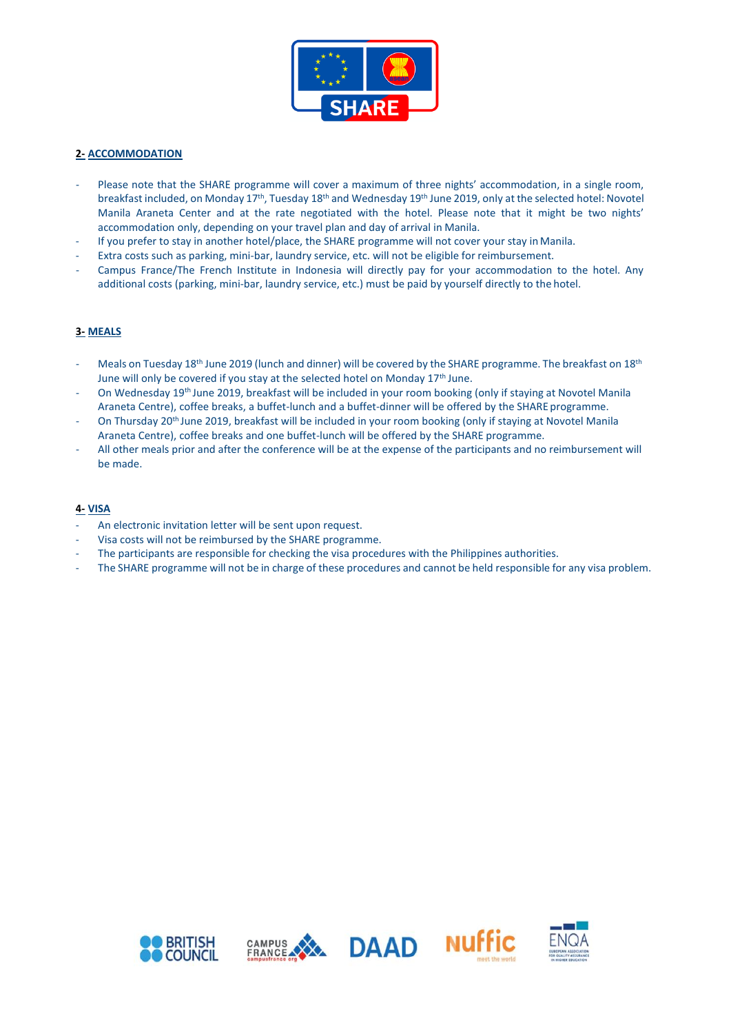## 2- ACCOMMODATION

- Please note that the SHARE programme will cover a maximum of three nights' accommodation, in a single room, breakfast included, on Monday 17th, Tuesday 18th and Wednesday 19th June 2019, only at the selected hotel: Novotel Manila Araneta Center and at the rate negotiated with the hotel. Please note that it might be two nights' accommodation only, depending on your travel plan and day of arrival in Manila.
- If you prefer to stay in another hotel/place, the SHARE programme will not cover your stay in Manila.
- Extra costs such as parking, mini-bar, laundry service, etc. will not be eligible for reimbursement.
- Campus France/The French Institute in Indonesia will directly pay for your accommodation to the hotel. Any additional costs (parking, mini-bar, laundry service, etc.) must be paid by yourself directly to the hotel.

## 3- MEALS

- Meals on Tuesday 18th June 2019 (lunch and dinner) will be covered by the SHARE programme. The breakfast on 18th June will only be covered if you stay at the selected hotel on Monday 17th June.
- On Wednesday 19th June 2019, breakfast will be included in your room booking (only if staying at Novotel Manila Araneta Centre), coffee breaks, a buffet-lunch and a buffet-dinner will be offered by the SHARE programme.
- On Thursday 20th June 2019, breakfast will be included in your room booking (only if staying at Novotel Manila Araneta Centre), coffee breaks and one buffet-lunch will be offered by the SHARE programme.
- All other meals prior and after the conference will be at the expense of the participants and no reimbursement will be made.

## 4- VISA

- An electronic invitation letter will be sent upon request.
- Visa costs will not be reimbursed by the SHARE programme.
- The participants are responsible for checking the visa procedures with the Philippines authorities.
- The SHARE programme will not be in charge of these procedures and cannot be held responsible for any visa problem.